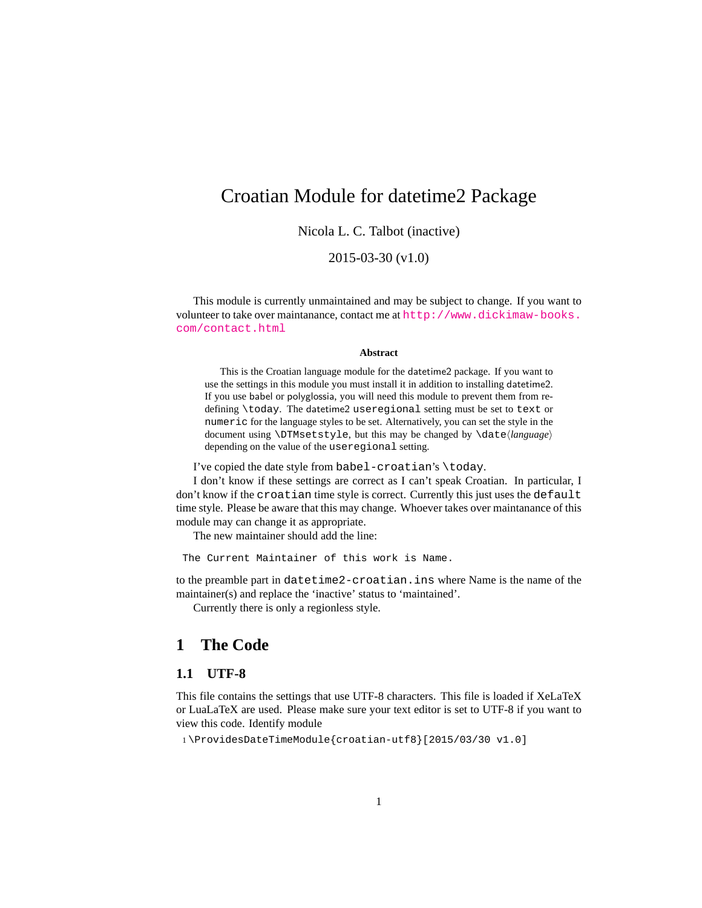# Croatian Module for datetime2 Package

Nicola L. C. Talbot (inactive)

2015-03-30 (v1.0)

This module is currently unmaintained and may be subject to change. If you want to volunteer to take over maintanance, contact me at http://www.dickimaw-books.com/contact.html

**Abstract**

This is the Croatian language module for the datetime2 package. If you want to use the settings in this module you must install it in addition to installing datetime2. If you use babel or polyglossia, you will need this module to prevent them from redefining `\today`. The datetime2 `useregional` setting must be set to `text` or `numeric` for the language styles to be set. Alternatively, you can set the style in the document using `\DTMsetstyle`, but this may be changed by `\date`⟨*language*⟩ depending on the value of the `useregional` setting.

I've copied the date style from `babel-croatian`'s `\today`.

I don't know if these settings are correct as I can't speak Croatian. In particular, I don't know if the `croatian` time style is correct. Currently this just uses the `default` time style. Please be aware that this may change. Whoever takes over maintanance of this module may can change it as appropriate.

The new maintainer should add the line:

```
The Current Maintainer of this work is Name.
```

to the preamble part in `datetime2-croatian.ins` where Name is the name of the maintainer(s) and replace the 'inactive' status to 'maintained'.

Currently there is only a regionless style.

## 1 The Code

### 1.1 UTF-8

This file contains the settings that use UTF-8 characters. This file is loaded if XeLaTeX or LuaLaTeX are used. Please make sure your text editor is set to UTF-8 if you want to view this code. Identify module

```
1 \ProvidesDateTimeModule{croatian-utf8}[2015/03/30 v1.0]
```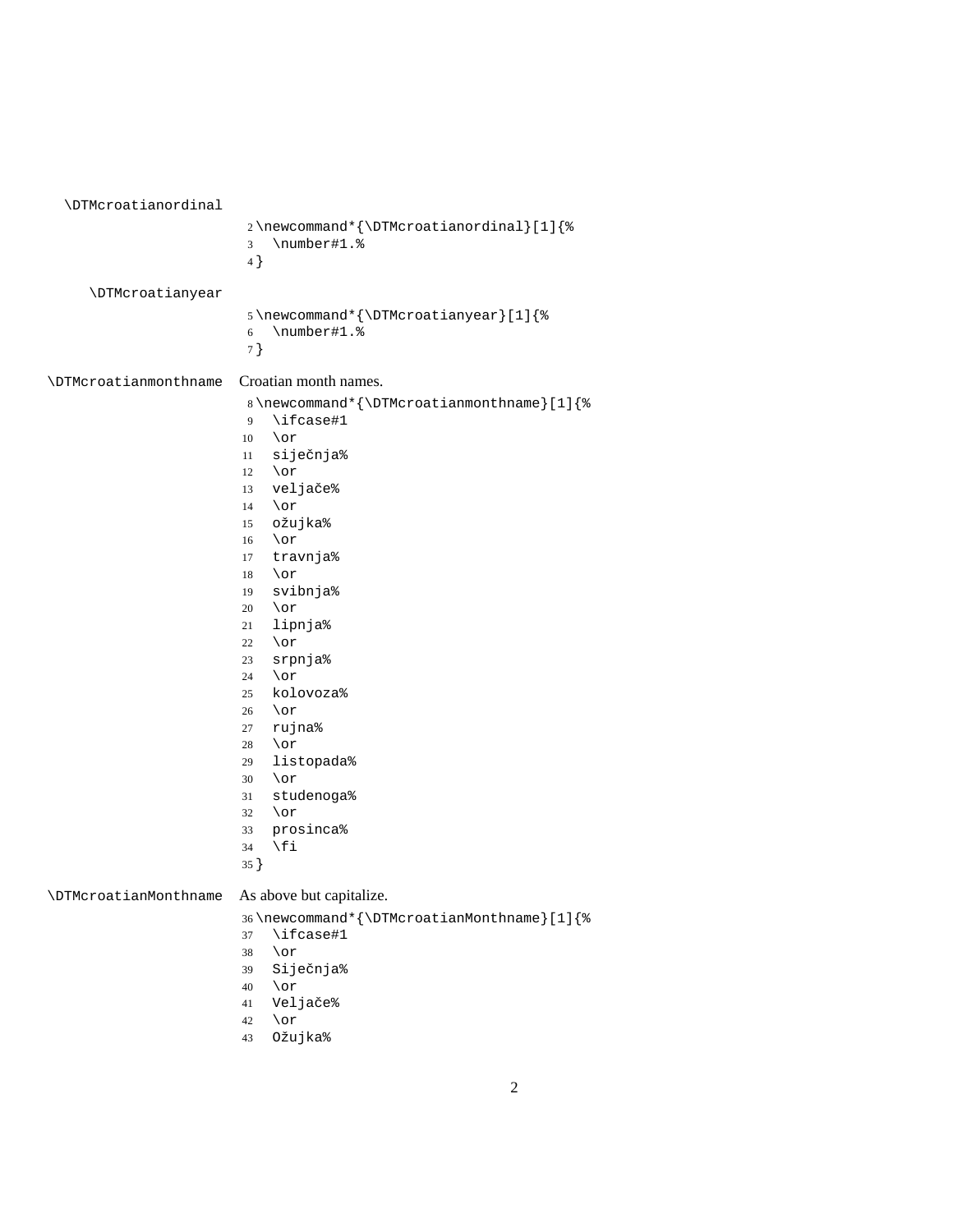\DTMcroatianordinal

```
2 \newcommand*{\DTMcroatianordinal}[1]{%
3   \number#1.%
4 }
```

\DTMcroatianyear

```
5 \newcommand*{\DTMcroatianyear}[1]{%
6   \number#1.%
7 }
```

\DTMcroatianmonthname Croatian month names.

```
8 \newcommand*{\DTMcroatianmonthname}[1]{%
9   \ifcase#1
10  \or
11  siječnja%
12  \or
13  veljače%
14  \or
15  ožujka%
16  \or
17  travnja%
18  \or
19  svibnja%
20  \or
21  lipnja%
22  \or
23  srpnja%
24  \or
25  kolovoza%
26  \or
27  rujna%
28  \or
29  listopada%
30  \or
31  studenoga%
32  \or
33  prosinca%
34  \fi
35 }
```

\DTMcroatianMonthname As above but capitalize.

```
36 \newcommand*{\DTMcroatianMonthname}[1]{%
37   \ifcase#1
38   \or
39   Siječnja%
40   \or
41   Veljače%
42   \or
43   Ožujka%
```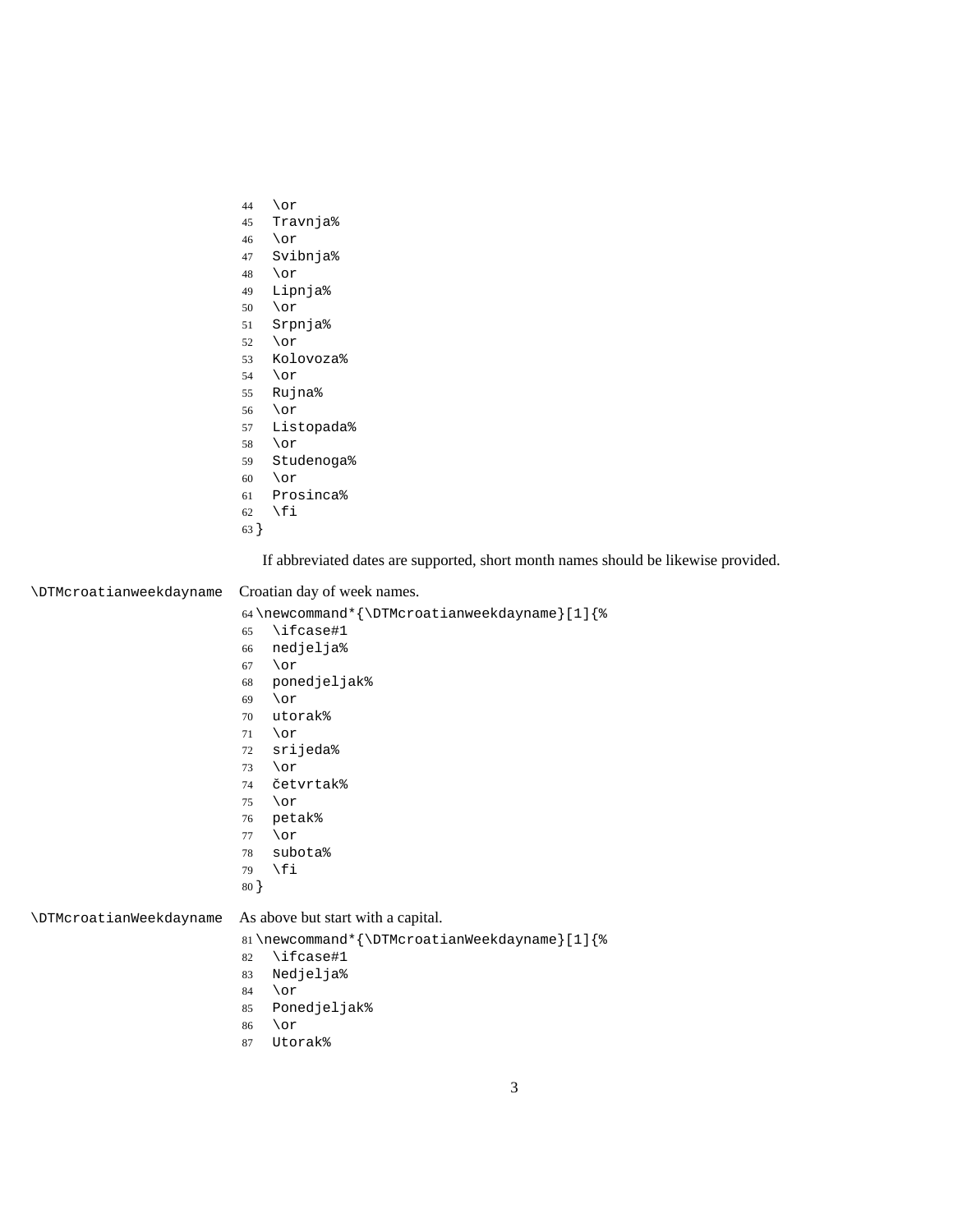```
44   \or
45   Travnja%
46   \or
47   Svibnja%
48   \or
49   Lipnja%
50   \or
51   Srpnja%
52   \or
53   Kolovoza%
54   \or
55   Rujna%
56   \or
57   Listopada%
58   \or
59   Studenoga%
60   \or
61   Prosinca%
62   \fi
63 }
```

If abbreviated dates are supported, short month names should be likewise provided.

`\DTMcroatianweekdayname` Croatian day of week names.

```
64 \newcommand*{\DTMcroatianweekdayname}[1]{%
65   \ifcase#1
66   nedjelja%
67   \or
68   ponedjeljak%
69   \or
70   utorak%
71   \or
72   srijeda%
73   \or
74   četvrtak%
75   \or
76   petak%
77   \or
78   subota%
79   \fi
80 }
```

`\DTMcroatianWeekdayname` As above but start with a capital.

```
81 \newcommand*{\DTMcroatianWeekdayname}[1]{%
82   \ifcase#1
83   Nedjelja%
84   \or
85   Ponedjeljak%
86   \or
87   Utorak%
```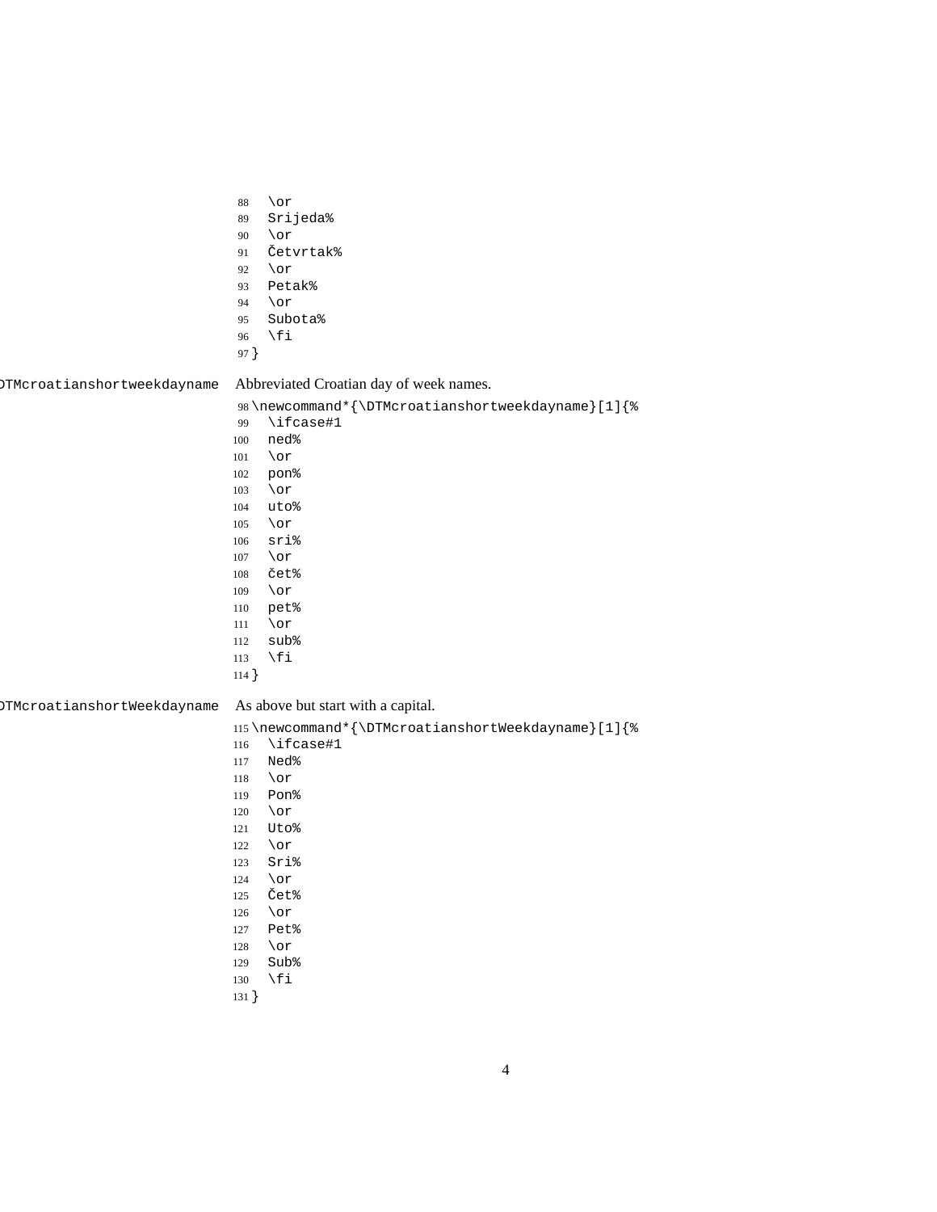```
88   \or
89   Srijeda%
90   \or
91   Četvrtak%
92   \or
93   Petak%
94   \or
95   Subota%
96   \fi
97 }
```

\DTMcroatianshortweekdayname Abbreviated Croatian day of week names.

```
98 \newcommand*{\DTMcroatianshortweekdayname}[1]{%
99   \ifcase#1
100   ned%
101   \or
102   pon%
103   \or
104   uto%
105   \or
106   sri%
107   \or
108   čet%
109   \or
110   pet%
111   \or
112   sub%
113   \fi
114 }
```

\DTMcroatianshortWeekdayname As above but start with a capital.

```
115 \newcommand*{\DTMcroatianshortWeekdayname}[1]{%
116   \ifcase#1
117   Ned%
118   \or
119   Pon%
120   \or
121   Uto%
122   \or
123   Sri%
124   \or
125   Čet%
126   \or
127   Pet%
128   \or
129   Sub%
130   \fi
131 }
```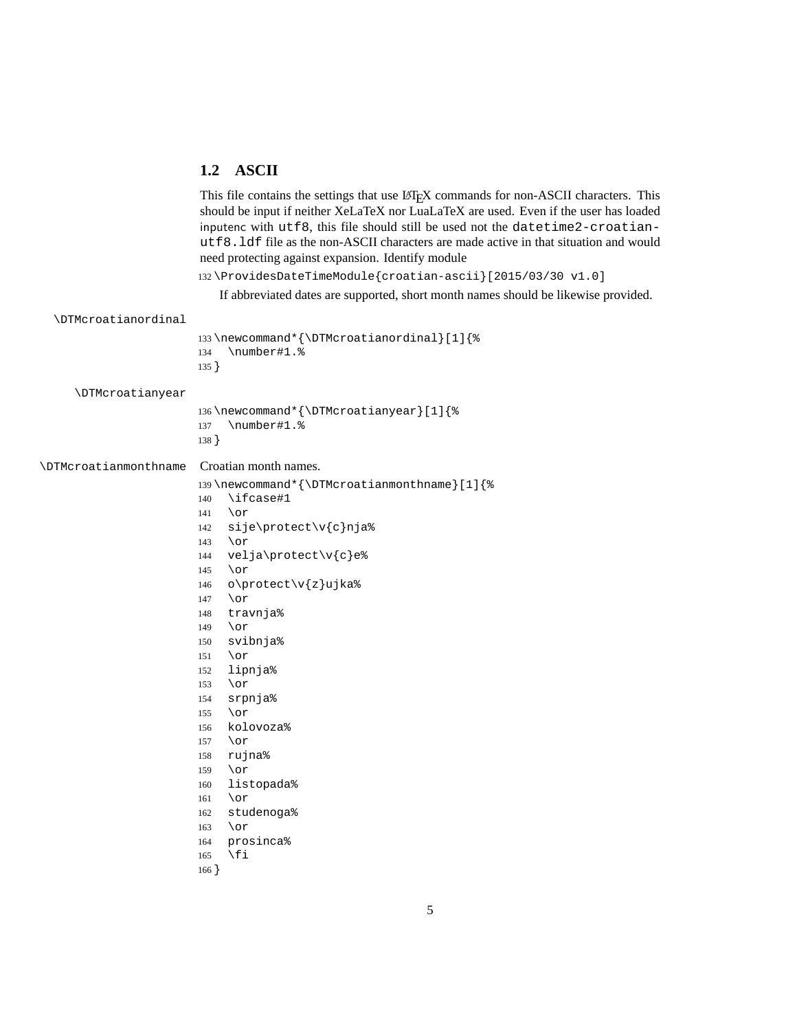### 1.2 ASCII

This file contains the settings that use LaTeX commands for non-ASCII characters. This should be input if neither XeLaTeX nor LuaLaTeX are used. Even if the user has loaded inputenc with `utf8`, this file should still be used not the `datetime2-croatian-utf8.ldf` file as the non-ASCII characters are made active in that situation and would need protecting against expansion. Identify module

```
132 \ProvidesDateTimeModule{croatian-ascii}[2015/03/30 v1.0]
```

If abbreviated dates are supported, short month names should be likewise provided.

`\DTMcroatianordinal`

```
133 \newcommand*{\DTMcroatianordinal}[1]{%
134   \number#1.%
135 }
```

`\DTMcroatianyear`

```
136 \newcommand*{\DTMcroatianyear}[1]{%
137   \number#1.%
138 }
```

`\DTMcroatianmonthname` Croatian month names.

```
139 \newcommand*{\DTMcroatianmonthname}[1]{%
140   \ifcase#1
141   \or
142   sije\protect\v{c}nja%
143   \or
144   velja\protect\v{c}e%
145   \or
146   o\protect\v{z}ujka%
147   \or
148   travnja%
149   \or
150   svibnja%
151   \or
152   lipnja%
153   \or
154   srpnja%
155   \or
156   kolovoza%
157   \or
158   rujna%
159   \or
160   listopada%
161   \or
162   studenoga%
163   \or
164   prosinca%
165   \fi
166 }
```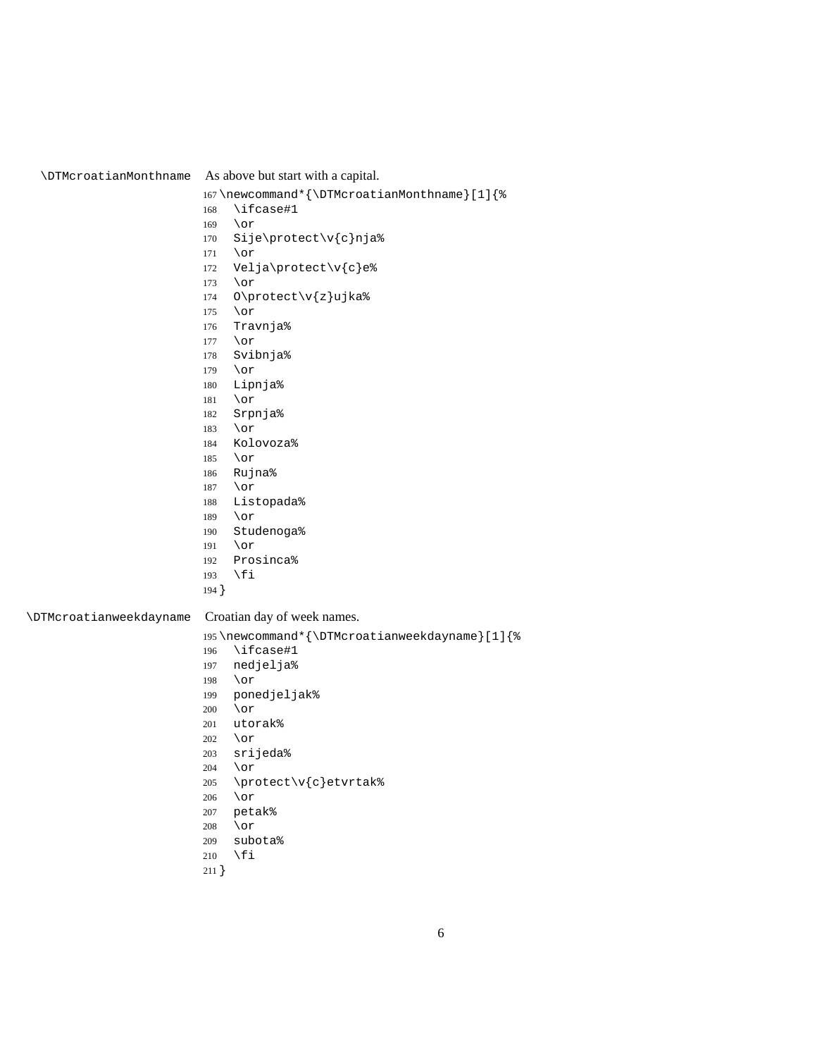\DTMcroatianMonthname As above but start with a capital.

```
167 \newcommand*{\DTMcroatianMonthname}[1]{%
168   \ifcase#1
169   \or
170   Sije\protect\v{c}nja%
171   \or
172   Velja\protect\v{c}e%
173   \or
174   O\protect\v{z}ujka%
175   \or
176   Travnja%
177   \or
178   Svibnja%
179   \or
180   Lipnja%
181   \or
182   Srpnja%
183   \or
184   Kolovoza%
185   \or
186   Rujna%
187   \or
188   Listopada%
189   \or
190   Studenoga%
191   \or
192   Prosinca%
193   \fi
194 }
```

\DTMcroatianweekdayname Croatian day of week names.

```
195 \newcommand*{\DTMcroatianweekdayname}[1]{%
196   \ifcase#1
197   nedjelja%
198   \or
199   ponedjeljak%
200   \or
201   utorak%
202   \or
203   srijeda%
204   \or
205   \protect\v{c}etvrtak%
206   \or
207   petak%
208   \or
209   subota%
210   \fi
211 }
```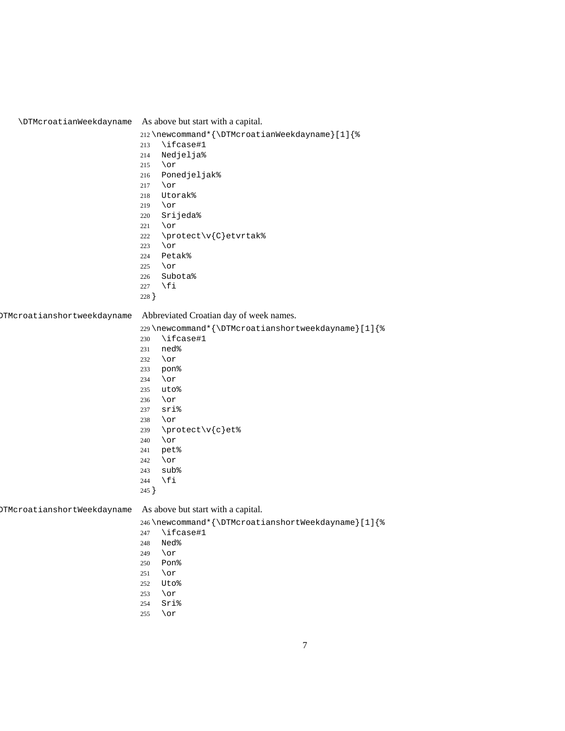\DTMcroatianWeekdayname As above but start with a capital.

```
212 \newcommand*{\DTMcroatianWeekdayname}[1]{%
213   \ifcase#1
214   Nedjelja%
215   \or
216   Ponedjeljak%
217   \or
218   Utorak%
219   \or
220   Srijeda%
221   \or
222   \protect\v{C}etvrtak%
223   \or
224   Petak%
225   \or
226   Subota%
227   \fi
228 }
```

\DTMcroatianshortweekdayname Abbreviated Croatian day of week names.

```
229 \newcommand*{\DTMcroatianshortweekdayname}[1]{%
230   \ifcase#1
231   ned%
232   \or
233   pon%
234   \or
235   uto%
236   \or
237   sri%
238   \or
239   \protect\v{c}et%
240   \or
241   pet%
242   \or
243   sub%
244   \fi
245 }
```

\DTMcroatianshortWeekdayname As above but start with a capital.

```
246 \newcommand*{\DTMcroatianshortWeekdayname}[1]{%
247   \ifcase#1
248   Ned%
249   \or
250   Pon%
251   \or
252   Uto%
253   \or
254   Sri%
255   \or
```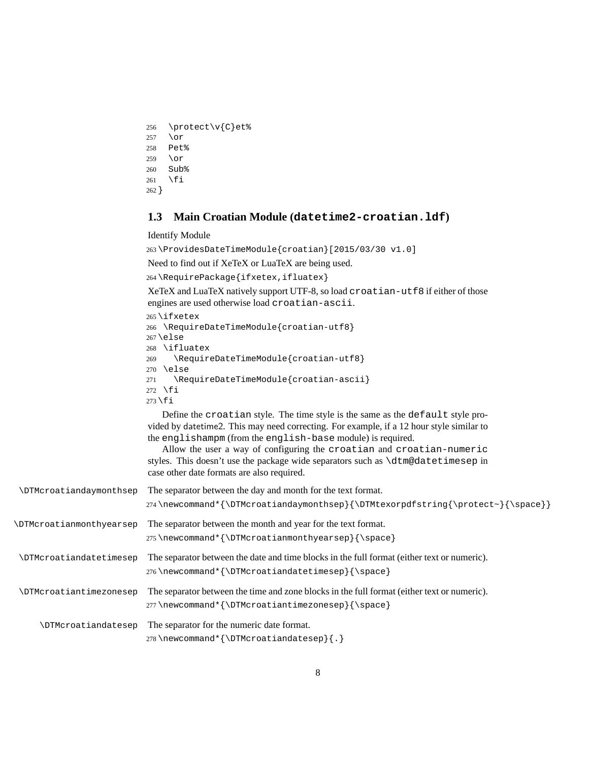```
256   \protect\v{C}et%
257   \or
258   Pet%
259   \or
260   Sub%
261   \fi
262 }
```

### 1.3 Main Croatian Module (`datetime2-croatian.ldf`)

Identify Module

```
263 \ProvidesDateTimeModule{croatian}[2015/03/30 v1.0]
```

Need to find out if XeTeX or LuaTeX are being used.

```
264 \RequirePackage{ifxetex,ifluatex}
```

XeTeX and LuaTeX natively support UTF-8, so load `croatian-utf8` if either of those engines are used otherwise load `croatian-ascii`.

```
265 \ifxetex
266   \RequireDateTimeModule{croatian-utf8}
267 \else
268   \ifluatex
269     \RequireDateTimeModule{croatian-utf8}
270   \else
271     \RequireDateTimeModule{croatian-ascii}
272   \fi
273 \fi
```

Define the `croatian` style. The time style is the same as the `default` style provided by datetime2. This may need correcting. For example, if a 12 hour style similar to the `englishampm` (from the `english-base` module) is required.

Allow the user a way of configuring the `croatian` and `croatian-numeric` styles. This doesn't use the package wide separators such as `\dtm@datetimesep` in case other date formats are also required.

`\DTMcroatiandaymonthsep` The separator between the day and month for the text format.

```
274 \newcommand*{\DTMcroatiandaymonthsep}{\DTMtexorpdfstring{\protect~}{\space}}
```

`\DTMcroatianmonthyearsep` The separator between the month and year for the text format.

```
275 \newcommand*{\DTMcroatianmonthyearsep}{\space}
```

`\DTMcroatiandatetimesep` The separator between the date and time blocks in the full format (either text or numeric).

```
276 \newcommand*{\DTMcroatiandatetimesep}{\space}
```

`\DTMcroatiantimezonesep` The separator between the time and zone blocks in the full format (either text or numeric).

```
277 \newcommand*{\DTMcroatiantimezonesep}{\space}
```

`\DTMcroatiandatesep` The separator for the numeric date format.

```
278 \newcommand*{\DTMcroatiandatesep}{.}
```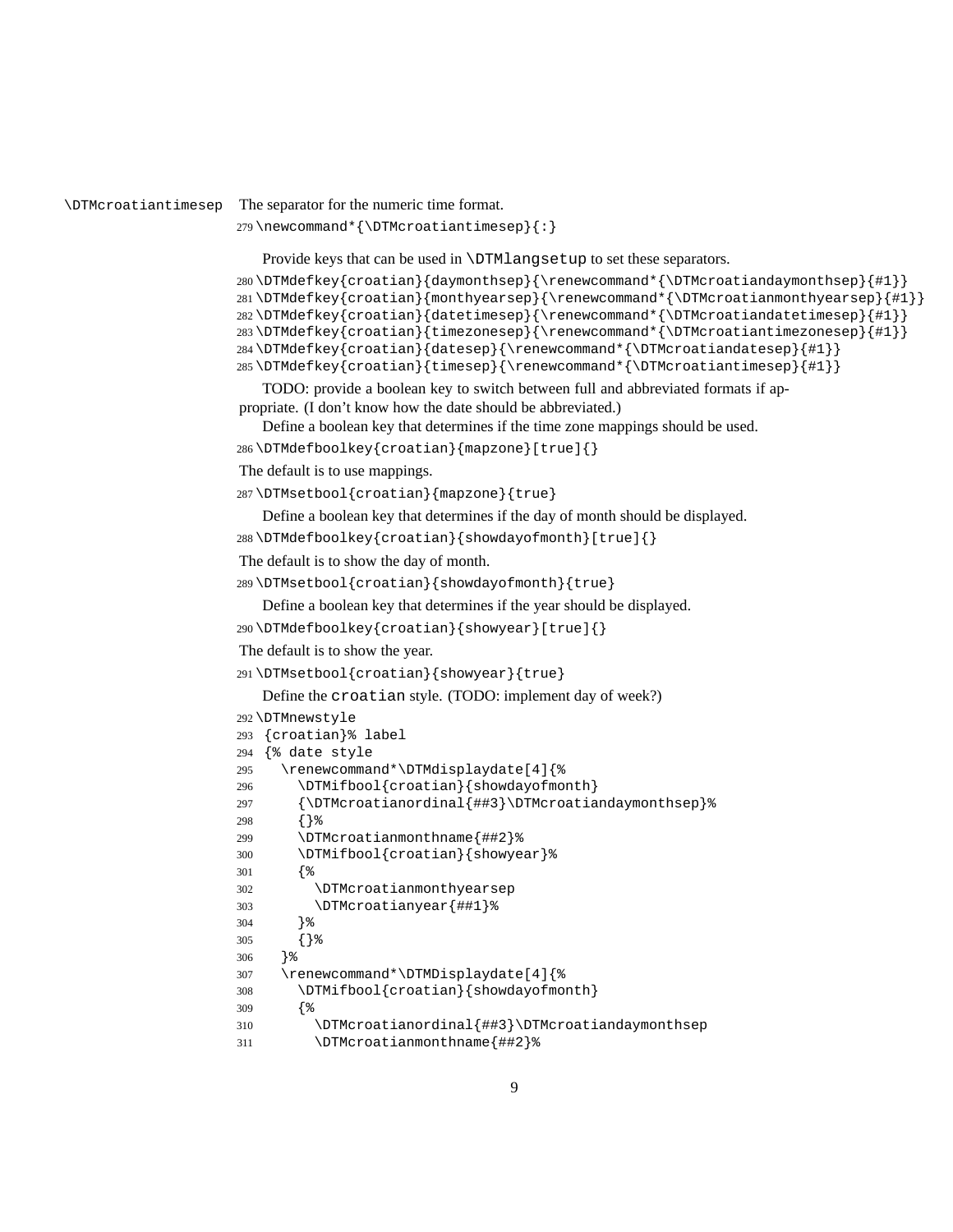\DTMcroatiantimesep The separator for the numeric time format.

```
279 \newcommand*{\DTMcroatiantimesep}{:}
```

Provide keys that can be used in `\DTMlangsetup` to set these separators.

```
280 \DTMdefkey{croatian}{daymonthsep}{\renewcommand*{\DTMcroatiandaymonthsep}{#1}}
281 \DTMdefkey{croatian}{monthyearsep}{\renewcommand*{\DTMcroatianmonthyearsep}{#1}}
282 \DTMdefkey{croatian}{datetimesep}{\renewcommand*{\DTMcroatiandatetimesep}{#1}}
283 \DTMdefkey{croatian}{timezonesep}{\renewcommand*{\DTMcroatiantimezonesep}{#1}}
284 \DTMdefkey{croatian}{datesep}{\renewcommand*{\DTMcroatiandatesep}{#1}}
285 \DTMdefkey{croatian}{timesep}{\renewcommand*{\DTMcroatiantimesep}{#1}}
```

TODO: provide a boolean key to switch between full and abbreviated formats if appropriate. (I don't know how the date should be abbreviated.)

Define a boolean key that determines if the time zone mappings should be used.

```
286 \DTMdefboolkey{croatian}{mapzone}[true]{}
```

The default is to use mappings.

```
287 \DTMsetbool{croatian}{mapzone}{true}
```

Define a boolean key that determines if the day of month should be displayed.

```
288 \DTMdefboolkey{croatian}{showdayofmonth}[true]{}
```

The default is to show the day of month.

```
289 \DTMsetbool{croatian}{showdayofmonth}{true}
```

Define a boolean key that determines if the year should be displayed.

```
290 \DTMdefboolkey{croatian}{showyear}[true]{}
```

The default is to show the year.

```
291 \DTMsetbool{croatian}{showyear}{true}
```

Define the `croatian` style. (TODO: implement day of week?)

```
292 \DTMnewstyle
293  {croatian}% label
294  {% date style
295    \renewcommand*\DTMdisplaydate[4]{%
296      \DTMifbool{croatian}{showdayofmonth}
297      {\DTMcroatianordinal{##3}\DTMcroatiandaymonthsep}%
298      {}%
299      \DTMcroatianmonthname{##2}%
300      \DTMifbool{croatian}{showyear}%
301      {%
302        \DTMcroatianmonthyearsep
303        \DTMcroatianyear{##1}%
304      }%
305      {}%
306    }%
307    \renewcommand*\DTMDisplaydate[4]{%
308      \DTMifbool{croatian}{showdayofmonth}
309      {%
310        \DTMcroatianordinal{##3}\DTMcroatiandaymonthsep
311        \DTMcroatianmonthname{##2}%
```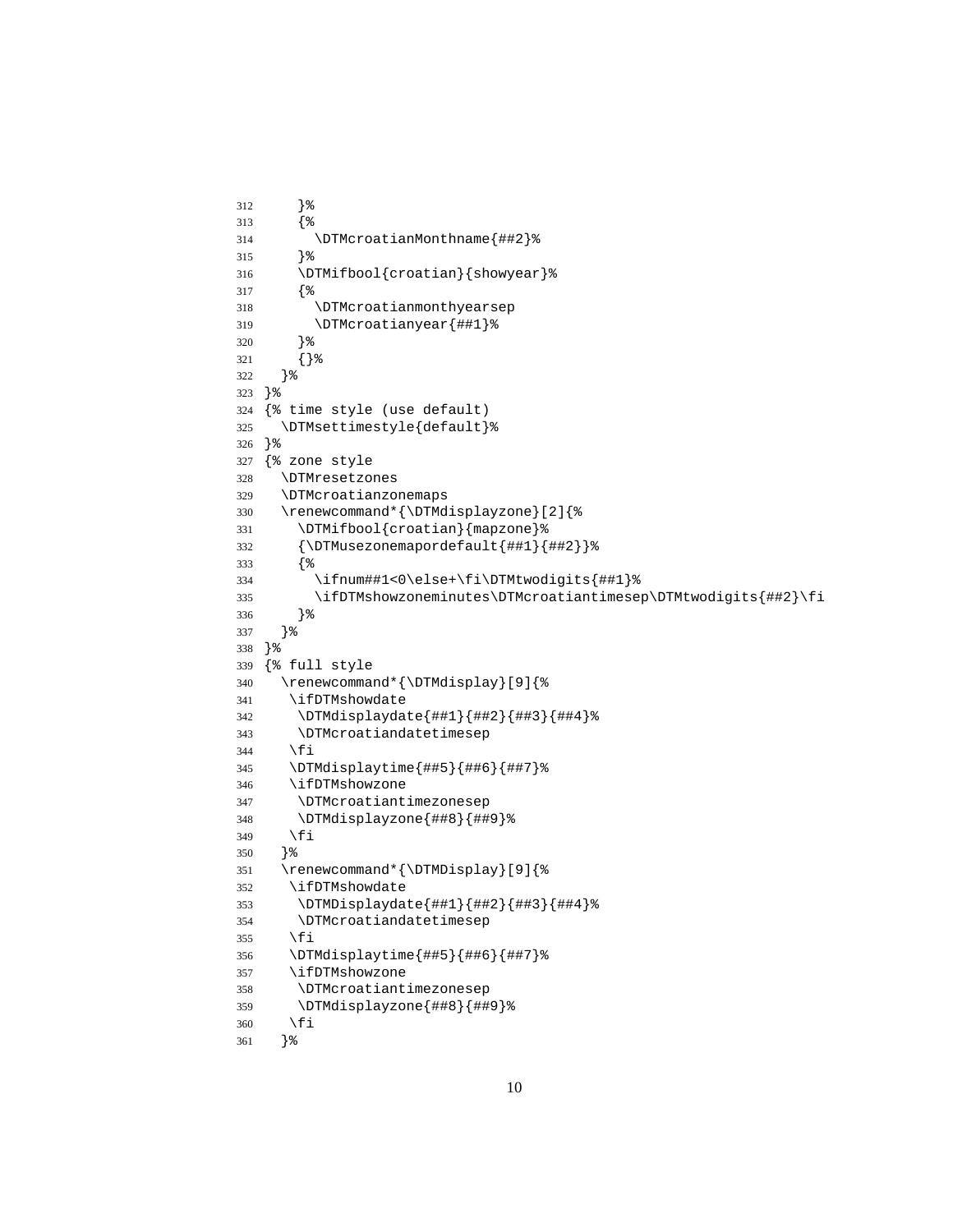```
312     }%
313     {%
314       \DTMcroatianMonthname{##2}%
315     }%
316     \DTMifbool{croatian}{showyear}%
317     {%
318       \DTMcroatianmonthyearsep
319       \DTMcroatianyear{##1}%
320     }%
321     {}%
322   }%
323 }%
324 {% time style (use default)
325   \DTMsettimestyle{default}%
326 }%
327 {% zone style
328   \DTMresetzones
329   \DTMcroatianzonemaps
330   \renewcommand*{\DTMdisplayzone}[2]{%
331     \DTMifbool{croatian}{mapzone}%
332     {\DTMusezonemapordefault{##1}{##2}}%
333     {%
334       \ifnum##1<0\else+\fi\DTMtwodigits{##1}%
335       \ifDTMshowzoneminutes\DTMcroatiantimesep\DTMtwodigits{##2}\fi
336     }%
337   }%
338 }%
339 {% full style
340   \renewcommand*{\DTMdisplay}[9]{%
341    \ifDTMshowdate
342     \DTMdisplaydate{##1}{##2}{##3}{##4}%
343     \DTMcroatiandatetimesep
344    \fi
345    \DTMdisplaytime{##5}{##6}{##7}%
346    \ifDTMshowzone
347     \DTMcroatiantimezonesep
348     \DTMdisplayzone{##8}{##9}%
349    \fi
350   }%
351   \renewcommand*{\DTMDisplay}[9]{%
352    \ifDTMshowdate
353     \DTMDisplaydate{##1}{##2}{##3}{##4}%
354     \DTMcroatiandatetimesep
355    \fi
356    \DTMdisplaytime{##5}{##6}{##7}%
357    \ifDTMshowzone
358     \DTMcroatiantimezonesep
359     \DTMdisplayzone{##8}{##9}%
360    \fi
361   }%
```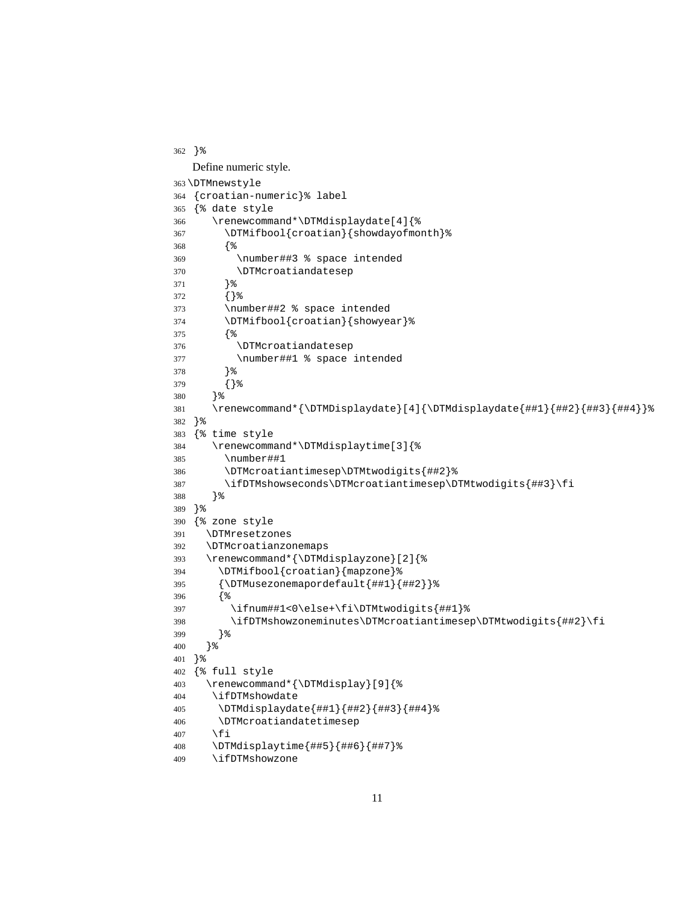```
362 }%
```

Define numeric style.

```
363 \DTMnewstyle
364 {croatian-numeric}% label
365 {% date style
366    \renewcommand*\DTMdisplaydate[4]{%
367      \DTMifbool{croatian}{showdayofmonth}%
368      {%
369        \number##3 % space intended
370        \DTMcroatiandatesep
371      }%
372      {}%
373      \number##2 % space intended
374      \DTMifbool{croatian}{showyear}%
375      {%
376        \DTMcroatiandatesep
377        \number##1 % space intended
378      }%
379      {}%
380    }%
381    \renewcommand*{\DTMDisplaydate}[4]{\DTMdisplaydate{##1}{##2}{##3}{##4}}%
382 }%
383 {% time style
384    \renewcommand*\DTMdisplaytime[3]{%
385      \number##1
386      \DTMcroatiantimesep\DTMtwodigits{##2}%
387      \ifDTMshowseconds\DTMcroatiantimesep\DTMtwodigits{##3}\fi
388    }%
389 }%
390 {% zone style
391   \DTMresetzones
392   \DTMcroatianzonemaps
393   \renewcommand*{\DTMdisplayzone}[2]{%
394     \DTMifbool{croatian}{mapzone}%
395     {\DTMusezonemapordefault{##1}{##2}}%
396     {%
397       \ifnum##1<0\else+\fi\DTMtwodigits{##1}%
398       \ifDTMshowzoneminutes\DTMcroatiantimesep\DTMtwodigits{##2}\fi
399     }%
400   }%
401 }%
402 {% full style
403   \renewcommand*{\DTMdisplay}[9]{%
404    \ifDTMshowdate
405     \DTMdisplaydate{##1}{##2}{##3}{##4}%
406     \DTMcroatiandatetimesep
407    \fi
408    \DTMdisplaytime{##5}{##6}{##7}%
409    \ifDTMshowzone
```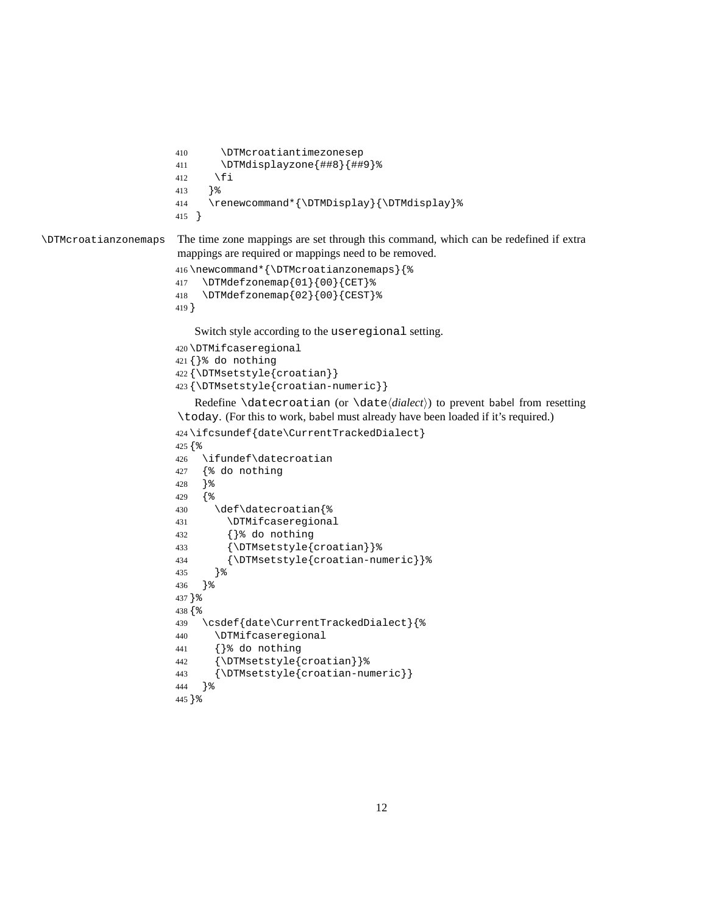```
410      \DTMcroatiantimezonesep
411      \DTMdisplayzone{##8}{##9}%
412     \fi
413   }%
414   \renewcommand*{\DTMDisplay}{\DTMdisplay}%
415 }
```

`\DTMcroatianzonemaps` The time zone mappings are set through this command, which can be redefined if extra mappings are required or mappings need to be removed.

```
416 \newcommand*{\DTMcroatianzonemaps}{%
417   \DTMdefzonemap{01}{00}{CET}%
418   \DTMdefzonemap{02}{00}{CEST}%
419 }
```

Switch style according to the `useregional` setting.

```
420 \DTMifcaseregional
421 {}% do nothing
422 {\DTMsetstyle{croatian}}
423 {\DTMsetstyle{croatian-numeric}}
```

Redefine `\datecroatian` (or `\date`⟨*dialect*⟩) to prevent babel from resetting `\today`. (For this to work, babel must already have been loaded if it's required.)

```
424 \ifcsundef{date\CurrentTrackedDialect}
425 {%
426   \ifundef\datecroatian
427   {% do nothing
428   }%
429   {%
430     \def\datecroatian{%
431       \DTMifcaseregional
432       {}% do nothing
433       {\DTMsetstyle{croatian}}%
434       {\DTMsetstyle{croatian-numeric}}%
435     }%
436   }%
437 }%
438 {%
439   \csdef{date\CurrentTrackedDialect}{%
440     \DTMifcaseregional
441     {}% do nothing
442     {\DTMsetstyle{croatian}}%
443     {\DTMsetstyle{croatian-numeric}}
444   }%
445 }%
```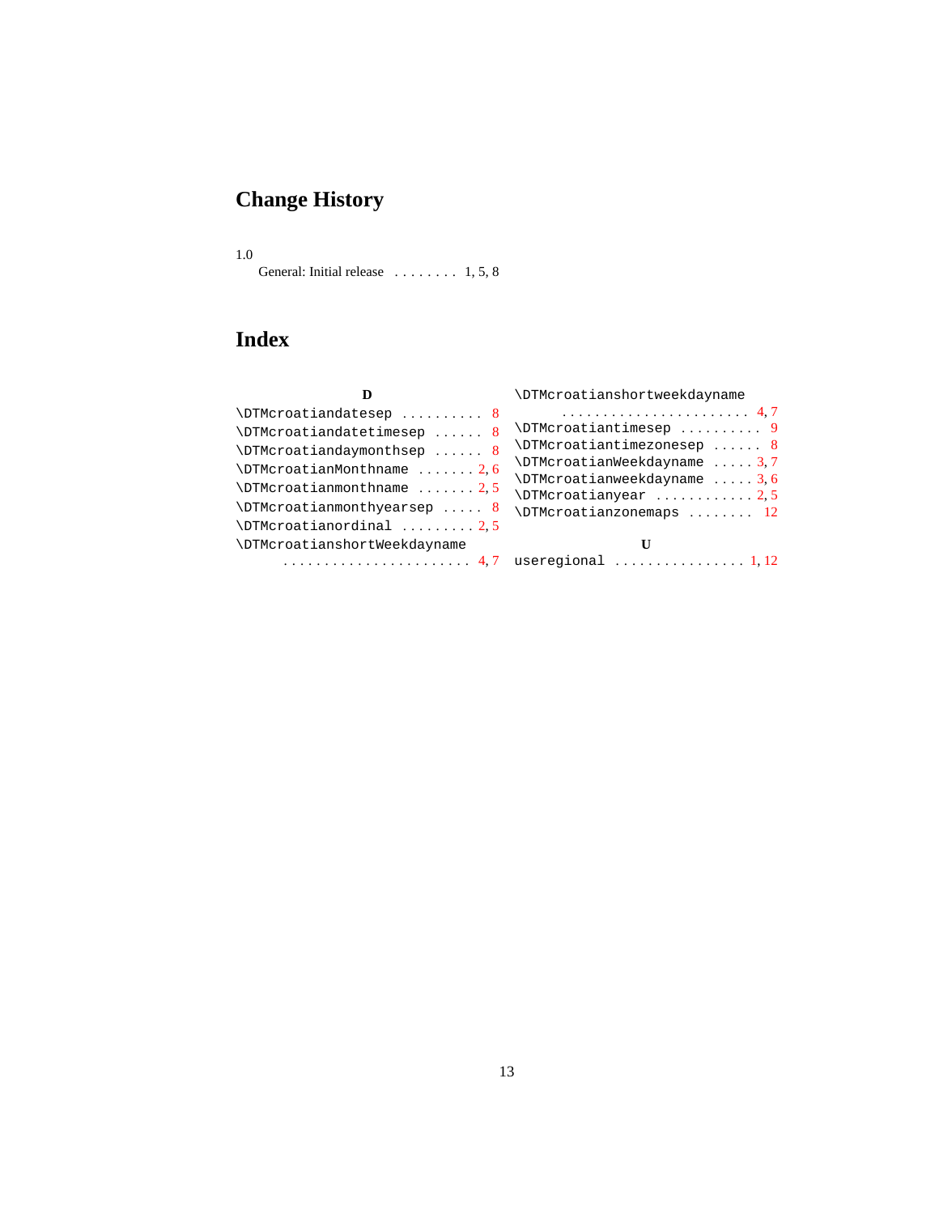# Change History

1.0

General: Initial release . . . . . . . . 1, 5, 8

# Index

**D**

\DTMcroatiandatesep . . . . . . . . . . 8
\DTMcroatiandatetimesep . . . . . . 8
\DTMcroatiandaymonthsep . . . . . . 8
\DTMcroatianMonthname . . . . . . . 2, 6
\DTMcroatianmonthname . . . . . . . 2, 5
\DTMcroatianmonthyearsep . . . . . 8
\DTMcroatianordinal . . . . . . . . . 2, 5
\DTMcroatianshortWeekdayname . . . . . . . . . . . . . . . . . . . . . . . 4, 7
\DTMcroatianshortweekdayname . . . . . . . . . . . . . . . . . . . . . . . 4, 7
\DTMcroatiantimesep . . . . . . . . . . 9
\DTMcroatiantimezonesep . . . . . . 8
\DTMcroatianWeekdayname . . . . . 3, 7
\DTMcroatianweekdayname . . . . . 3, 6
\DTMcroatianyear . . . . . . . . . . . . 2, 5
\DTMcroatianzonemaps . . . . . . . . 12

**U**

useregional . . . . . . . . . . . . . . . . 1, 12